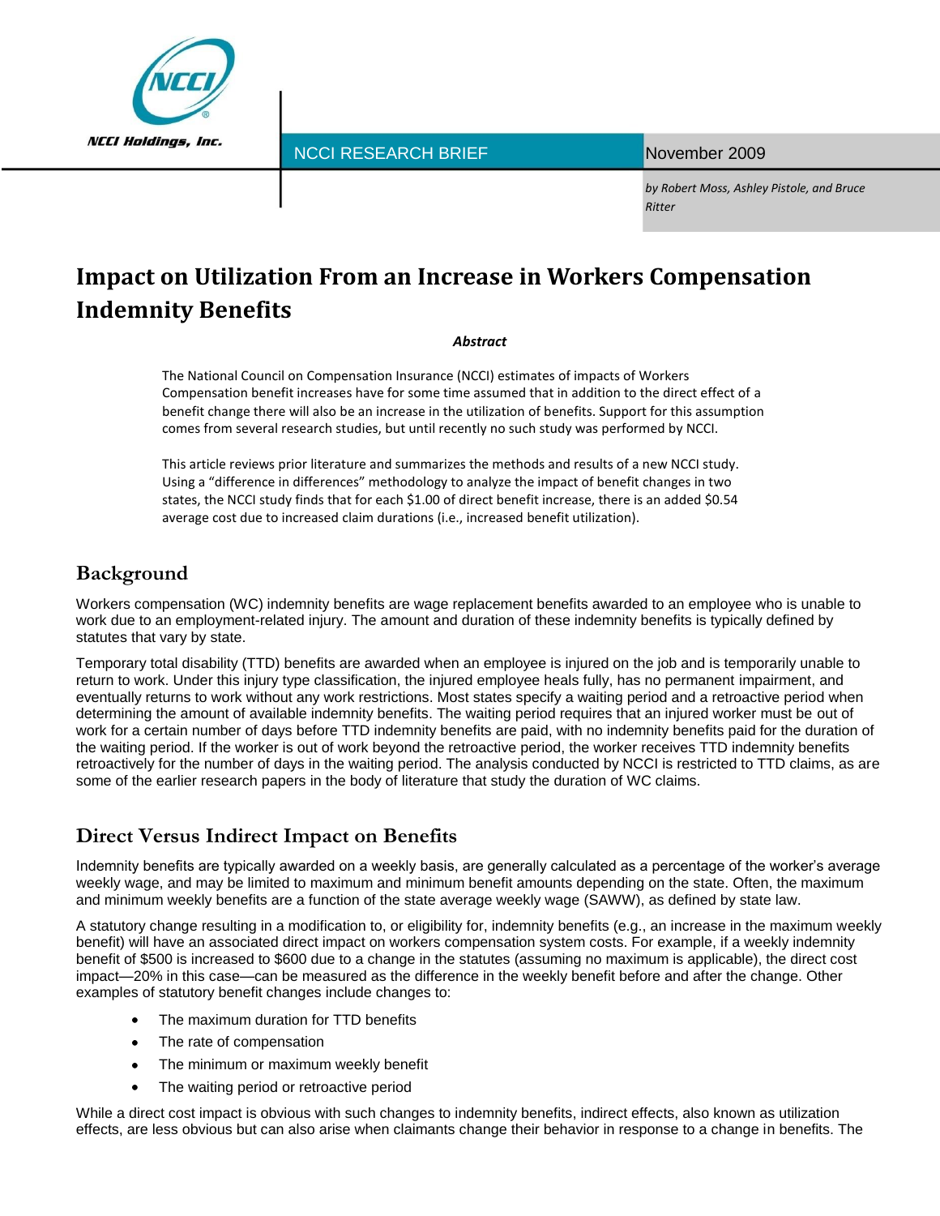NCCI Holdings, Inc.

NCCI RESEARCH BRIEF

November 2009

*by Robert Moss, Ashley Pistole, and Bruce Ritter*

# Impact on Utilization From an Increase in Workers Compensation Indemnity Benefits

***Abstract***

The National Council on Compensation Insurance (NCCI) estimates of impacts of Workers Compensation benefit increases have for some time assumed that in addition to the direct effect of a benefit change there will also be an increase in the utilization of benefits. Support for this assumption comes from several research studies, but until recently no such study was performed by NCCI.

This article reviews prior literature and summarizes the methods and results of a new NCCI study. Using a "difference in differences" methodology to analyze the impact of benefit changes in two states, the NCCI study finds that for each $1.00 of direct benefit increase, there is an added $0.54 average cost due to increased claim durations (i.e., increased benefit utilization).

## Background

Workers compensation (WC) indemnity benefits are wage replacement benefits awarded to an employee who is unable to work due to an employment-related injury. The amount and duration of these indemnity benefits is typically defined by statutes that vary by state.

Temporary total disability (TTD) benefits are awarded when an employee is injured on the job and is temporarily unable to return to work. Under this injury type classification, the injured employee heals fully, has no permanent impairment, and eventually returns to work without any work restrictions. Most states specify a waiting period and a retroactive period when determining the amount of available indemnity benefits. The waiting period requires that an injured worker must be out of work for a certain number of days before TTD indemnity benefits are paid, with no indemnity benefits paid for the duration of the waiting period. If the worker is out of work beyond the retroactive period, the worker receives TTD indemnity benefits retroactively for the number of days in the waiting period. The analysis conducted by NCCI is restricted to TTD claims, as are some of the earlier research papers in the body of literature that study the duration of WC claims.

## Direct Versus Indirect Impact on Benefits

Indemnity benefits are typically awarded on a weekly basis, are generally calculated as a percentage of the worker's average weekly wage, and may be limited to maximum and minimum benefit amounts depending on the state. Often, the maximum and minimum weekly benefits are a function of the state average weekly wage (SAWW), as defined by state law.

A statutory change resulting in a modification to, or eligibility for, indemnity benefits (e.g., an increase in the maximum weekly benefit) will have an associated direct impact on workers compensation system costs. For example, if a weekly indemnity benefit of $500 is increased to $600 due to a change in the statutes (assuming no maximum is applicable), the direct cost impact—20% in this case—can be measured as the difference in the weekly benefit before and after the change. Other examples of statutory benefit changes include changes to:

- The maximum duration for TTD benefits
- The rate of compensation
- The minimum or maximum weekly benefit
- The waiting period or retroactive period

While a direct cost impact is obvious with such changes to indemnity benefits, indirect effects, also known as utilization effects, are less obvious but can also arise when claimants change their behavior in response to a change in benefits. The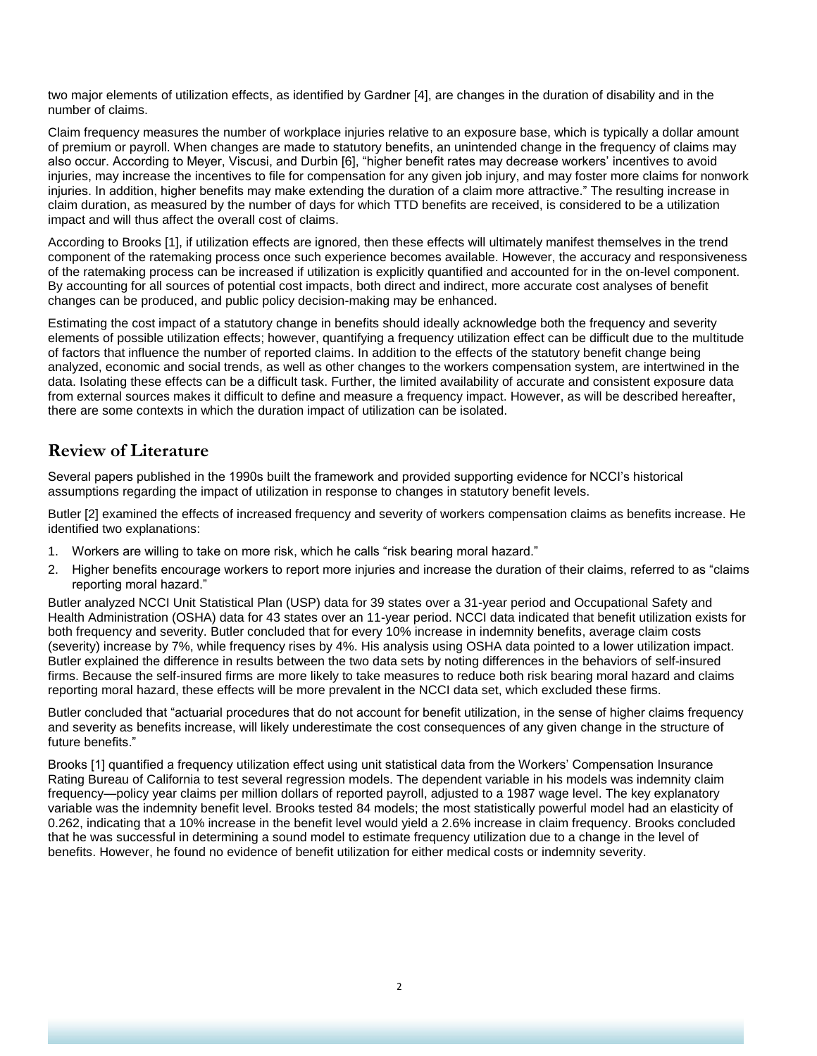two major elements of utilization effects, as identified by Gardner [4], are changes in the duration of disability and in the number of claims.

Claim frequency measures the number of workplace injuries relative to an exposure base, which is typically a dollar amount of premium or payroll. When changes are made to statutory benefits, an unintended change in the frequency of claims may also occur. According to Meyer, Viscusi, and Durbin [6], "higher benefit rates may decrease workers' incentives to avoid injuries, may increase the incentives to file for compensation for any given job injury, and may foster more claims for nonwork injuries. In addition, higher benefits may make extending the duration of a claim more attractive." The resulting increase in claim duration, as measured by the number of days for which TTD benefits are received, is considered to be a utilization impact and will thus affect the overall cost of claims.

According to Brooks [1], if utilization effects are ignored, then these effects will ultimately manifest themselves in the trend component of the ratemaking process once such experience becomes available. However, the accuracy and responsiveness of the ratemaking process can be increased if utilization is explicitly quantified and accounted for in the on-level component. By accounting for all sources of potential cost impacts, both direct and indirect, more accurate cost analyses of benefit changes can be produced, and public policy decision-making may be enhanced.

Estimating the cost impact of a statutory change in benefits should ideally acknowledge both the frequency and severity elements of possible utilization effects; however, quantifying a frequency utilization effect can be difficult due to the multitude of factors that influence the number of reported claims. In addition to the effects of the statutory benefit change being analyzed, economic and social trends, as well as other changes to the workers compensation system, are intertwined in the data. Isolating these effects can be a difficult task. Further, the limited availability of accurate and consistent exposure data from external sources makes it difficult to define and measure a frequency impact. However, as will be described hereafter, there are some contexts in which the duration impact of utilization can be isolated.

## Review of Literature

Several papers published in the 1990s built the framework and provided supporting evidence for NCCI's historical assumptions regarding the impact of utilization in response to changes in statutory benefit levels.

Butler [2] examined the effects of increased frequency and severity of workers compensation claims as benefits increase. He identified two explanations:

1. Workers are willing to take on more risk, which he calls "risk bearing moral hazard."
2. Higher benefits encourage workers to report more injuries and increase the duration of their claims, referred to as "claims reporting moral hazard."

Butler analyzed NCCI Unit Statistical Plan (USP) data for 39 states over a 31-year period and Occupational Safety and Health Administration (OSHA) data for 43 states over an 11-year period. NCCI data indicated that benefit utilization exists for both frequency and severity. Butler concluded that for every 10% increase in indemnity benefits, average claim costs (severity) increase by 7%, while frequency rises by 4%. His analysis using OSHA data pointed to a lower utilization impact. Butler explained the difference in results between the two data sets by noting differences in the behaviors of self-insured firms. Because the self-insured firms are more likely to take measures to reduce both risk bearing moral hazard and claims reporting moral hazard, these effects will be more prevalent in the NCCI data set, which excluded these firms.

Butler concluded that "actuarial procedures that do not account for benefit utilization, in the sense of higher claims frequency and severity as benefits increase, will likely underestimate the cost consequences of any given change in the structure of future benefits."

Brooks [1] quantified a frequency utilization effect using unit statistical data from the Workers' Compensation Insurance Rating Bureau of California to test several regression models. The dependent variable in his models was indemnity claim frequency—policy year claims per million dollars of reported payroll, adjusted to a 1987 wage level. The key explanatory variable was the indemnity benefit level. Brooks tested 84 models; the most statistically powerful model had an elasticity of 0.262, indicating that a 10% increase in the benefit level would yield a 2.6% increase in claim frequency. Brooks concluded that he was successful in determining a sound model to estimate frequency utilization due to a change in the level of benefits. However, he found no evidence of benefit utilization for either medical costs or indemnity severity.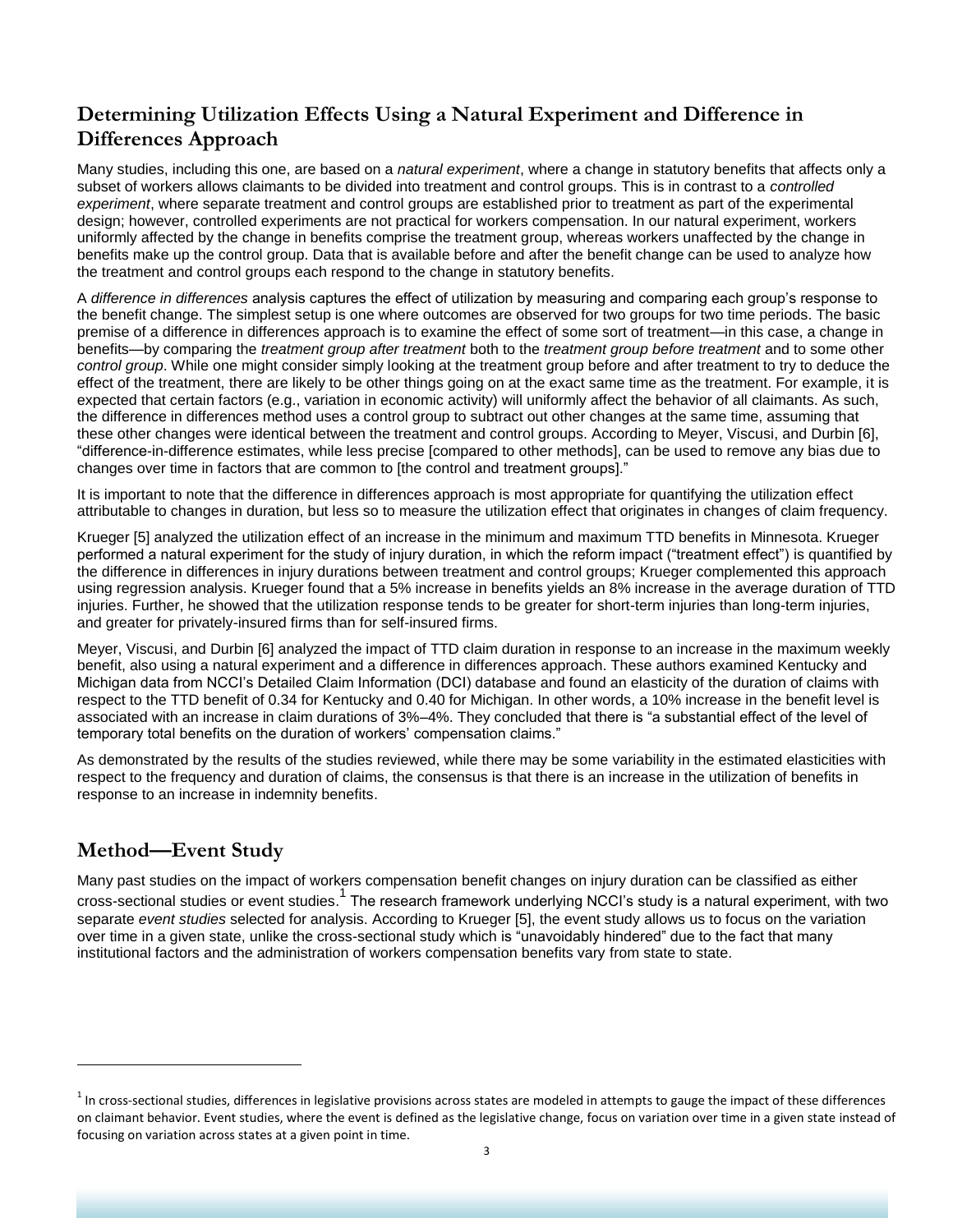## Determining Utilization Effects Using a Natural Experiment and Difference in Differences Approach

Many studies, including this one, are based on a *natural experiment*, where a change in statutory benefits that affects only a subset of workers allows claimants to be divided into treatment and control groups. This is in contrast to a *controlled experiment*, where separate treatment and control groups are established prior to treatment as part of the experimental design; however, controlled experiments are not practical for workers compensation. In our natural experiment, workers uniformly affected by the change in benefits comprise the treatment group, whereas workers unaffected by the change in benefits make up the control group. Data that is available before and after the benefit change can be used to analyze how the treatment and control groups each respond to the change in statutory benefits.

A *difference in differences* analysis captures the effect of utilization by measuring and comparing each group's response to the benefit change. The simplest setup is one where outcomes are observed for two groups for two time periods. The basic premise of a difference in differences approach is to examine the effect of some sort of treatment—in this case, a change in benefits—by comparing the *treatment group after treatment* both to the *treatment group before treatment* and to some other *control group*. While one might consider simply looking at the treatment group before and after treatment to try to deduce the effect of the treatment, there are likely to be other things going on at the exact same time as the treatment. For example, it is expected that certain factors (e.g., variation in economic activity) will uniformly affect the behavior of all claimants. As such, the difference in differences method uses a control group to subtract out other changes at the same time, assuming that these other changes were identical between the treatment and control groups. According to Meyer, Viscusi, and Durbin [6], "difference-in-difference estimates, while less precise [compared to other methods], can be used to remove any bias due to changes over time in factors that are common to [the control and treatment groups]."

It is important to note that the difference in differences approach is most appropriate for quantifying the utilization effect attributable to changes in duration, but less so to measure the utilization effect that originates in changes of claim frequency.

Krueger [5] analyzed the utilization effect of an increase in the minimum and maximum TTD benefits in Minnesota. Krueger performed a natural experiment for the study of injury duration, in which the reform impact ("treatment effect") is quantified by the difference in differences in injury durations between treatment and control groups; Krueger complemented this approach using regression analysis. Krueger found that a 5% increase in benefits yields an 8% increase in the average duration of TTD injuries. Further, he showed that the utilization response tends to be greater for short-term injuries than long-term injuries, and greater for privately-insured firms than for self-insured firms.

Meyer, Viscusi, and Durbin [6] analyzed the impact of TTD claim duration in response to an increase in the maximum weekly benefit, also using a natural experiment and a difference in differences approach. These authors examined Kentucky and Michigan data from NCCI's Detailed Claim Information (DCI) database and found an elasticity of the duration of claims with respect to the TTD benefit of 0.34 for Kentucky and 0.40 for Michigan. In other words, a 10% increase in the benefit level is associated with an increase in claim durations of 3%–4%. They concluded that there is "a substantial effect of the level of temporary total benefits on the duration of workers' compensation claims."

As demonstrated by the results of the studies reviewed, while there may be some variability in the estimated elasticities with respect to the frequency and duration of claims, the consensus is that there is an increase in the utilization of benefits in response to an increase in indemnity benefits.

## Method—Event Study

Many past studies on the impact of workers compensation benefit changes on injury duration can be classified as either cross-sectional studies or event studies.[1] The research framework underlying NCCI's study is a natural experiment, with two separate *event studies* selected for analysis. According to Krueger [5], the event study allows us to focus on the variation over time in a given state, unlike the cross-sectional study which is "unavoidably hindered" due to the fact that many institutional factors and the administration of workers compensation benefits vary from state to state.

[1] In cross-sectional studies, differences in legislative provisions across states are modeled in attempts to gauge the impact of these differences on claimant behavior. Event studies, where the event is defined as the legislative change, focus on variation over time in a given state instead of focusing on variation across states at a given point in time.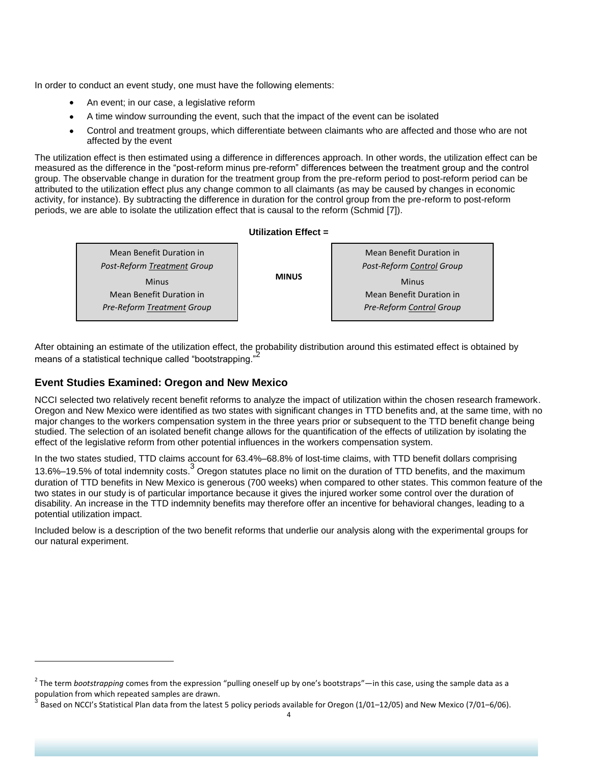In order to conduct an event study, one must have the following elements:

- An event; in our case, a legislative reform
- A time window surrounding the event, such that the impact of the event can be isolated
- Control and treatment groups, which differentiate between claimants who are affected and those who are not affected by the event

The utilization effect is then estimated using a difference in differences approach. In other words, the utilization effect can be measured as the difference in the "post-reform minus pre-reform" differences between the treatment group and the control group. The observable change in duration for the treatment group from the pre-reform period to post-reform period can be attributed to the utilization effect plus any change common to all claimants (as may be caused by changes in economic activity, for instance). By subtracting the difference in duration for the control group from the pre-reform to post-reform periods, we are able to isolate the utilization effect that is causal to the reform (Schmid [7]).

**Utilization Effect =**

| Mean Benefit Duration in *Post-Reform* <u>*Treatment*</u> *Group* Minus Mean Benefit Duration in *Pre-Reform* <u>*Treatment*</u> *Group* | **MINUS** | Mean Benefit Duration in *Post-Reform* <u>*Control*</u> *Group* Minus Mean Benefit Duration in *Pre-Reform* <u>*Control*</u> *Group* |
|---|---|---|

After obtaining an estimate of the utilization effect, the probability distribution around this estimated effect is obtained by means of a statistical technique called "bootstrapping."[2]

## Event Studies Examined: Oregon and New Mexico

NCCI selected two relatively recent benefit reforms to analyze the impact of utilization within the chosen research framework. Oregon and New Mexico were identified as two states with significant changes in TTD benefits and, at the same time, with no major changes to the workers compensation system in the three years prior or subsequent to the TTD benefit change being studied. The selection of an isolated benefit change allows for the quantification of the effects of utilization by isolating the effect of the legislative reform from other potential influences in the workers compensation system.

In the two states studied, TTD claims account for 63.4%–68.8% of lost-time claims, with TTD benefit dollars comprising 13.6%–19.5% of total indemnity costs.[3] Oregon statutes place no limit on the duration of TTD benefits, and the maximum duration of TTD benefits in New Mexico is generous (700 weeks) when compared to other states. This common feature of the two states in our study is of particular importance because it gives the injured worker some control over the duration of disability. An increase in the TTD indemnity benefits may therefore offer an incentive for behavioral changes, leading to a potential utilization impact.

Included below is a description of the two benefit reforms that underlie our analysis along with the experimental groups for our natural experiment.

---

[2] The term *bootstrapping* comes from the expression "pulling oneself up by one's bootstraps"—in this case, using the sample data as a population from which repeated samples are drawn.

[3] Based on NCCI's Statistical Plan data from the latest 5 policy periods available for Oregon (1/01–12/05) and New Mexico (7/01–6/06).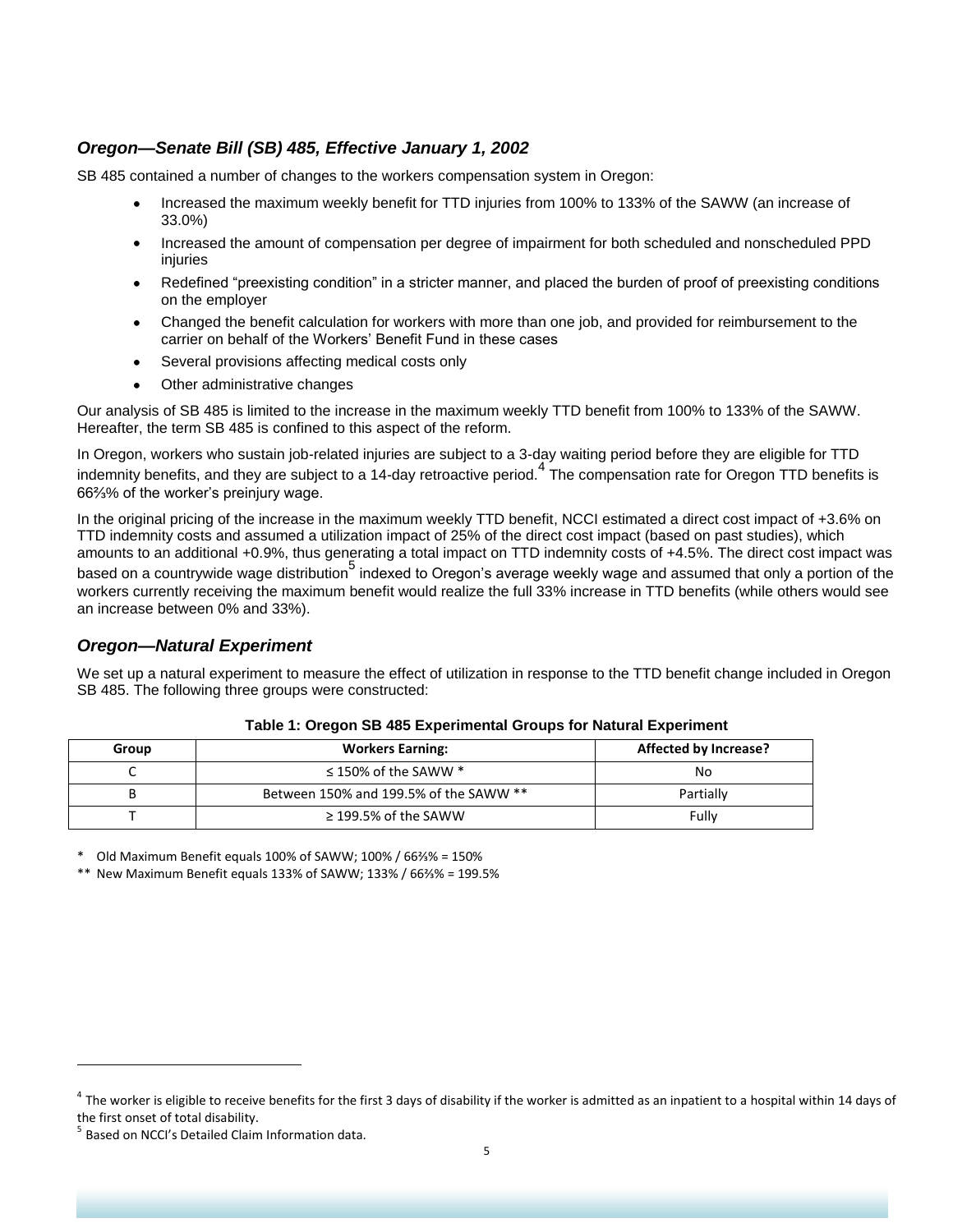### *Oregon—Senate Bill (SB) 485, Effective January 1, 2002*

SB 485 contained a number of changes to the workers compensation system in Oregon:

- Increased the maximum weekly benefit for TTD injuries from 100% to 133% of the SAWW (an increase of 33.0%)
- Increased the amount of compensation per degree of impairment for both scheduled and nonscheduled PPD injuries
- Redefined "preexisting condition" in a stricter manner, and placed the burden of proof of preexisting conditions on the employer
- Changed the benefit calculation for workers with more than one job, and provided for reimbursement to the carrier on behalf of the Workers' Benefit Fund in these cases
- Several provisions affecting medical costs only
- Other administrative changes

Our analysis of SB 485 is limited to the increase in the maximum weekly TTD benefit from 100% to 133% of the SAWW. Hereafter, the term SB 485 is confined to this aspect of the reform.

In Oregon, workers who sustain job-related injuries are subject to a 3-day waiting period before they are eligible for TTD indemnity benefits, and they are subject to a 14-day retroactive period.[4] The compensation rate for Oregon TTD benefits is 66⅔% of the worker's preinjury wage.

In the original pricing of the increase in the maximum weekly TTD benefit, NCCI estimated a direct cost impact of +3.6% on TTD indemnity costs and assumed a utilization impact of 25% of the direct cost impact (based on past studies), which amounts to an additional +0.9%, thus generating a total impact on TTD indemnity costs of +4.5%. The direct cost impact was based on a countrywide wage distribution[5] indexed to Oregon's average weekly wage and assumed that only a portion of the workers currently receiving the maximum benefit would realize the full 33% increase in TTD benefits (while others would see an increase between 0% and 33%).

### *Oregon—Natural Experiment*

We set up a natural experiment to measure the effect of utilization in response to the TTD benefit change included in Oregon SB 485. The following three groups were constructed:

**Table 1: Oregon SB 485 Experimental Groups for Natural Experiment**

| Group | Workers Earning: | Affected by Increase? |
|---|---|---|
| C | ≤ 150% of the SAWW * | No |
| B | Between 150% and 199.5% of the SAWW ** | Partially |
| T | ≥ 199.5% of the SAWW | Fully |

\* Old Maximum Benefit equals 100% of SAWW; 100% / 66⅔% = 150%

** New Maximum Benefit equals 133% of SAWW; 133% / 66⅔% = 199.5%

[4] The worker is eligible to receive benefits for the first 3 days of disability if the worker is admitted as an inpatient to a hospital within 14 days of the first onset of total disability.

[5] Based on NCCI's Detailed Claim Information data.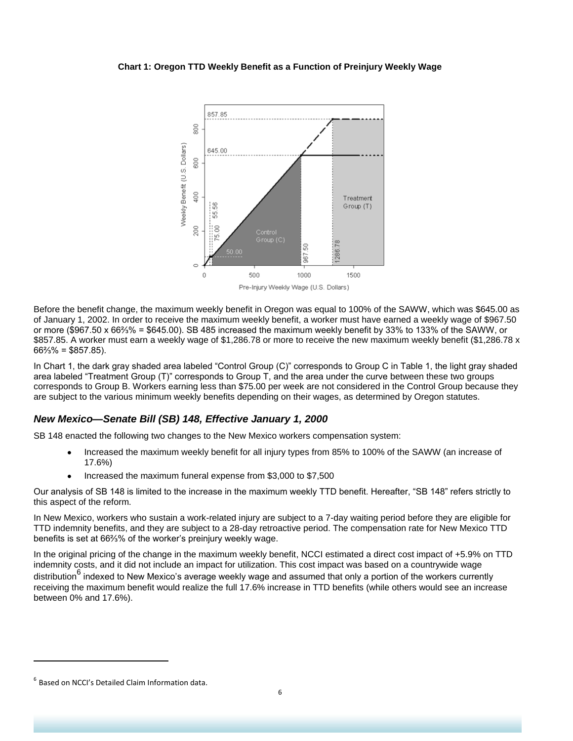**Chart 1: Oregon TTD Weekly Benefit as a Function of Preinjury Weekly Wage**

Before the benefit change, the maximum weekly benefit in Oregon was equal to 100% of the SAWW, which was $645.00 as of January 1, 2002. In order to receive the maximum weekly benefit, a worker must have earned a weekly wage of $967.50 or more ($967.50 x 66⅔% = $645.00). SB 485 increased the maximum weekly benefit by 33% to 133% of the SAWW, or $857.85. A worker must earn a weekly wage of $1,286.78 or more to receive the new maximum weekly benefit ($1,286.78 x 66⅔% = $857.85).

In Chart 1, the dark gray shaded area labeled "Control Group (C)" corresponds to Group C in Table 1, the light gray shaded area labeled "Treatment Group (T)" corresponds to Group T, and the area under the curve between these two groups corresponds to Group B. Workers earning less than $75.00 per week are not considered in the Control Group because they are subject to the various minimum weekly benefits depending on their wages, as determined by Oregon statutes.

### *New Mexico—Senate Bill (SB) 148, Effective January 1, 2000*

SB 148 enacted the following two changes to the New Mexico workers compensation system:

- Increased the maximum weekly benefit for all injury types from 85% to 100% of the SAWW (an increase of 17.6%)
- Increased the maximum funeral expense from $3,000 to $7,500

Our analysis of SB 148 is limited to the increase in the maximum weekly TTD benefit. Hereafter, "SB 148" refers strictly to this aspect of the reform.

In New Mexico, workers who sustain a work-related injury are subject to a 7-day waiting period before they are eligible for TTD indemnity benefits, and they are subject to a 28-day retroactive period. The compensation rate for New Mexico TTD benefits is set at 66⅔% of the worker's preinjury weekly wage.

In the original pricing of the change in the maximum weekly benefit, NCCI estimated a direct cost impact of +5.9% on TTD indemnity costs, and it did not include an impact for utilization. This cost impact was based on a countrywide wage distribution[6] indexed to New Mexico's average weekly wage and assumed that only a portion of the workers currently receiving the maximum benefit would realize the full 17.6% increase in TTD benefits (while others would see an increase between 0% and 17.6%).

[6] Based on NCCI's Detailed Claim Information data.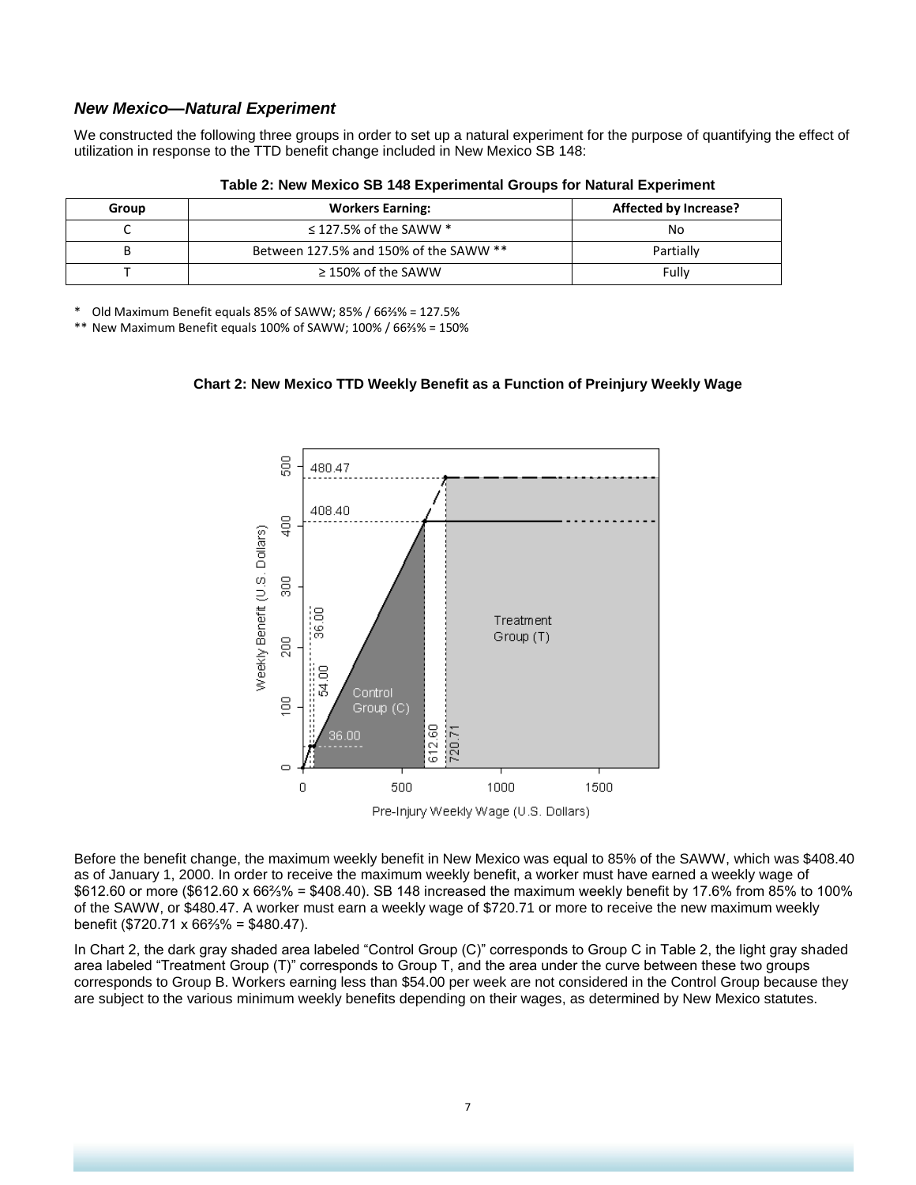### *New Mexico—Natural Experiment*

We constructed the following three groups in order to set up a natural experiment for the purpose of quantifying the effect of utilization in response to the TTD benefit change included in New Mexico SB 148:

**Table 2: New Mexico SB 148 Experimental Groups for Natural Experiment**

| Group | Workers Earning: | Affected by Increase? |
|---|---|---|
| C | ≤ 127.5% of the SAWW * | No |
| B | Between 127.5% and 150% of the SAWW ** | Partially |
| T | ≥ 150% of the SAWW | Fully |

\* Old Maximum Benefit equals 85% of SAWW; 85% / 66⅔% = 127.5%

\*\* New Maximum Benefit equals 100% of SAWW; 100% / 66⅔% = 150%

**Chart 2: New Mexico TTD Weekly Benefit as a Function of Preinjury Weekly Wage**

Before the benefit change, the maximum weekly benefit in New Mexico was equal to 85% of the SAWW, which was $408.40 as of January 1, 2000. In order to receive the maximum weekly benefit, a worker must have earned a weekly wage of $612.60 or more ($612.60 x 66⅔% = $408.40). SB 148 increased the maximum weekly benefit by 17.6% from 85% to 100% of the SAWW, or $480.47. A worker must earn a weekly wage of $720.71 or more to receive the new maximum weekly benefit ($720.71 x 66⅔% = $480.47).

In Chart 2, the dark gray shaded area labeled "Control Group (C)" corresponds to Group C in Table 2, the light gray shaded area labeled "Treatment Group (T)" corresponds to Group T, and the area under the curve between these two groups corresponds to Group B. Workers earning less than $54.00 per week are not considered in the Control Group because they are subject to the various minimum weekly benefits depending on their wages, as determined by New Mexico statutes.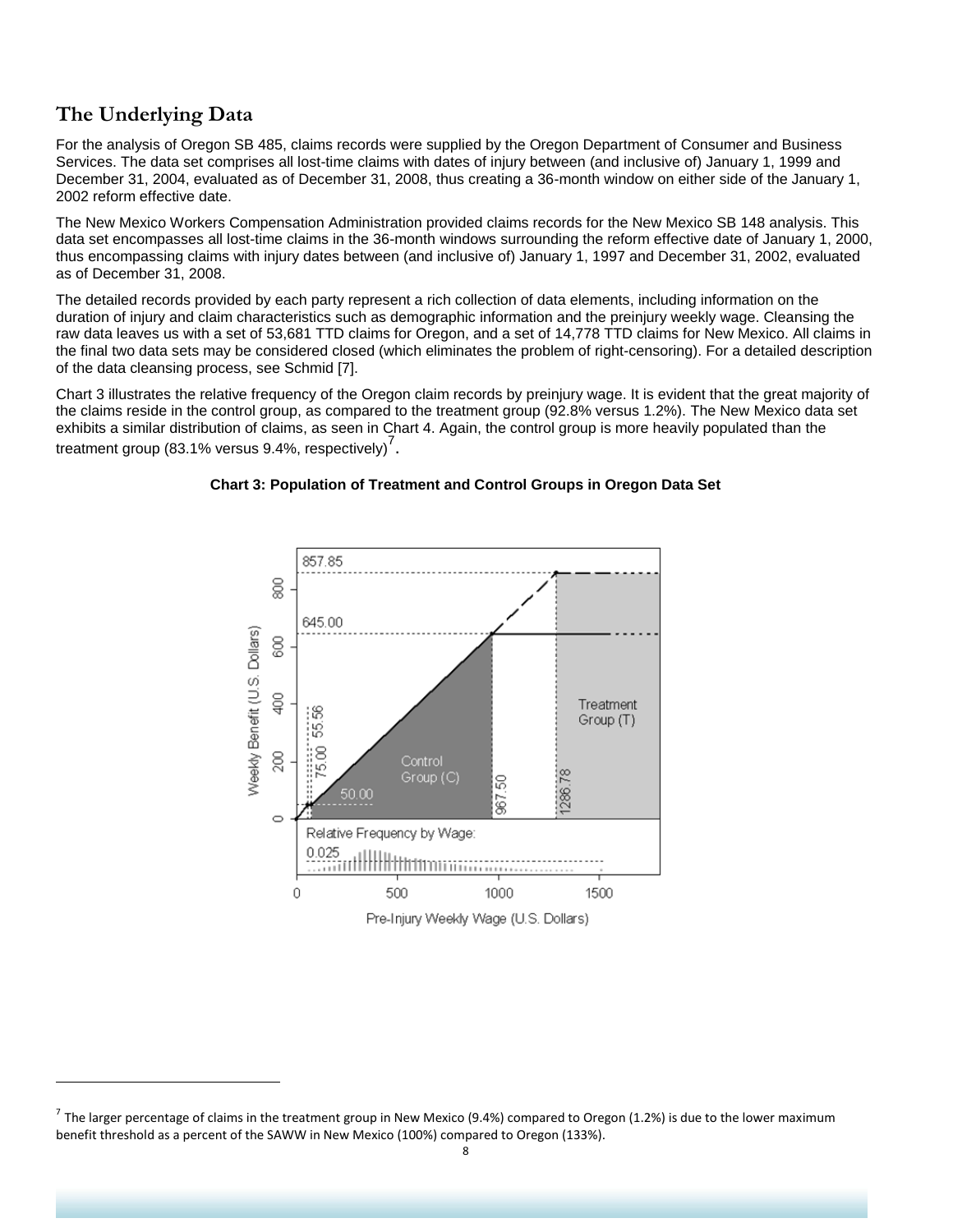## The Underlying Data

For the analysis of Oregon SB 485, claims records were supplied by the Oregon Department of Consumer and Business Services. The data set comprises all lost-time claims with dates of injury between (and inclusive of) January 1, 1999 and December 31, 2004, evaluated as of December 31, 2008, thus creating a 36-month window on either side of the January 1, 2002 reform effective date.

The New Mexico Workers Compensation Administration provided claims records for the New Mexico SB 148 analysis. This data set encompasses all lost-time claims in the 36-month windows surrounding the reform effective date of January 1, 2000, thus encompassing claims with injury dates between (and inclusive of) January 1, 1997 and December 31, 2002, evaluated as of December 31, 2008.

The detailed records provided by each party represent a rich collection of data elements, including information on the duration of injury and claim characteristics such as demographic information and the preinjury weekly wage. Cleansing the raw data leaves us with a set of 53,681 TTD claims for Oregon, and a set of 14,778 TTD claims for New Mexico. All claims in the final two data sets may be considered closed (which eliminates the problem of right-censoring). For a detailed description of the data cleansing process, see Schmid [7].

Chart 3 illustrates the relative frequency of the Oregon claim records by preinjury wage. It is evident that the great majority of the claims reside in the control group, as compared to the treatment group (92.8% versus 1.2%). The New Mexico data set exhibits a similar distribution of claims, as seen in Chart 4. Again, the control group is more heavily populated than the treatment group (83.1% versus 9.4%, respectively)[7].

**Chart 3: Population of Treatment and Control Groups in Oregon Data Set**

[7] The larger percentage of claims in the treatment group in New Mexico (9.4%) compared to Oregon (1.2%) is due to the lower maximum benefit threshold as a percent of the SAWW in New Mexico (100%) compared to Oregon (133%).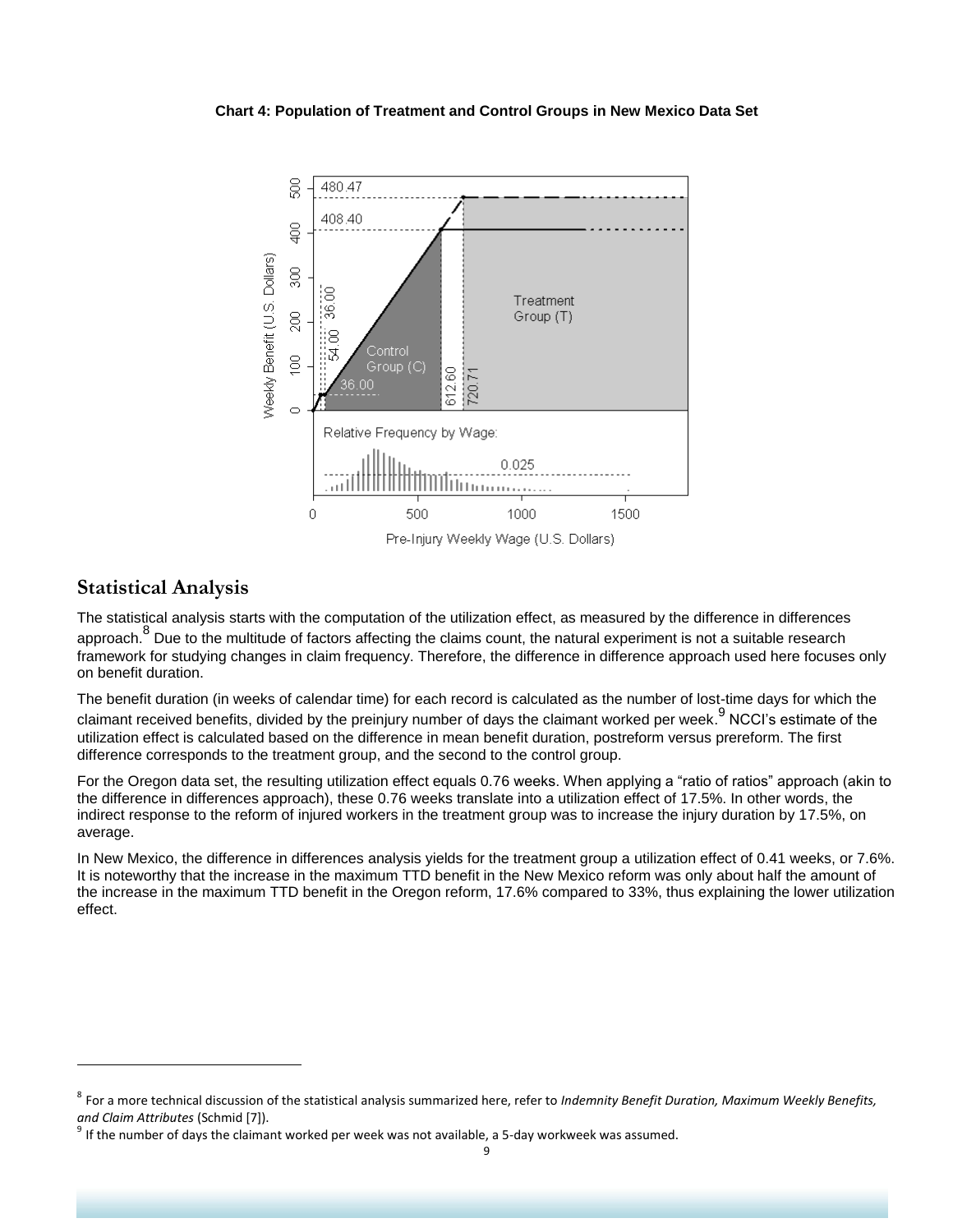**Chart 4: Population of Treatment and Control Groups in New Mexico Data Set**

## Statistical Analysis

The statistical analysis starts with the computation of the utilization effect, as measured by the difference in differences approach.[8] Due to the multitude of factors affecting the claims count, the natural experiment is not a suitable research framework for studying changes in claim frequency. Therefore, the difference in difference approach used here focuses only on benefit duration.

The benefit duration (in weeks of calendar time) for each record is calculated as the number of lost-time days for which the claimant received benefits, divided by the preinjury number of days the claimant worked per week.[9] NCCI's estimate of the utilization effect is calculated based on the difference in mean benefit duration, postreform versus prereform. The first difference corresponds to the treatment group, and the second to the control group.

For the Oregon data set, the resulting utilization effect equals 0.76 weeks. When applying a "ratio of ratios" approach (akin to the difference in differences approach), these 0.76 weeks translate into a utilization effect of 17.5%. In other words, the indirect response to the reform of injured workers in the treatment group was to increase the injury duration by 17.5%, on average.

In New Mexico, the difference in differences analysis yields for the treatment group a utilization effect of 0.41 weeks, or 7.6%. It is noteworthy that the increase in the maximum TTD benefit in the New Mexico reform was only about half the amount of the increase in the maximum TTD benefit in the Oregon reform, 17.6% compared to 33%, thus explaining the lower utilization effect.

---

[8] For a more technical discussion of the statistical analysis summarized here, refer to *Indemnity Benefit Duration, Maximum Weekly Benefits, and Claim Attributes* (Schmid [7]).

[9] If the number of days the claimant worked per week was not available, a 5-day workweek was assumed.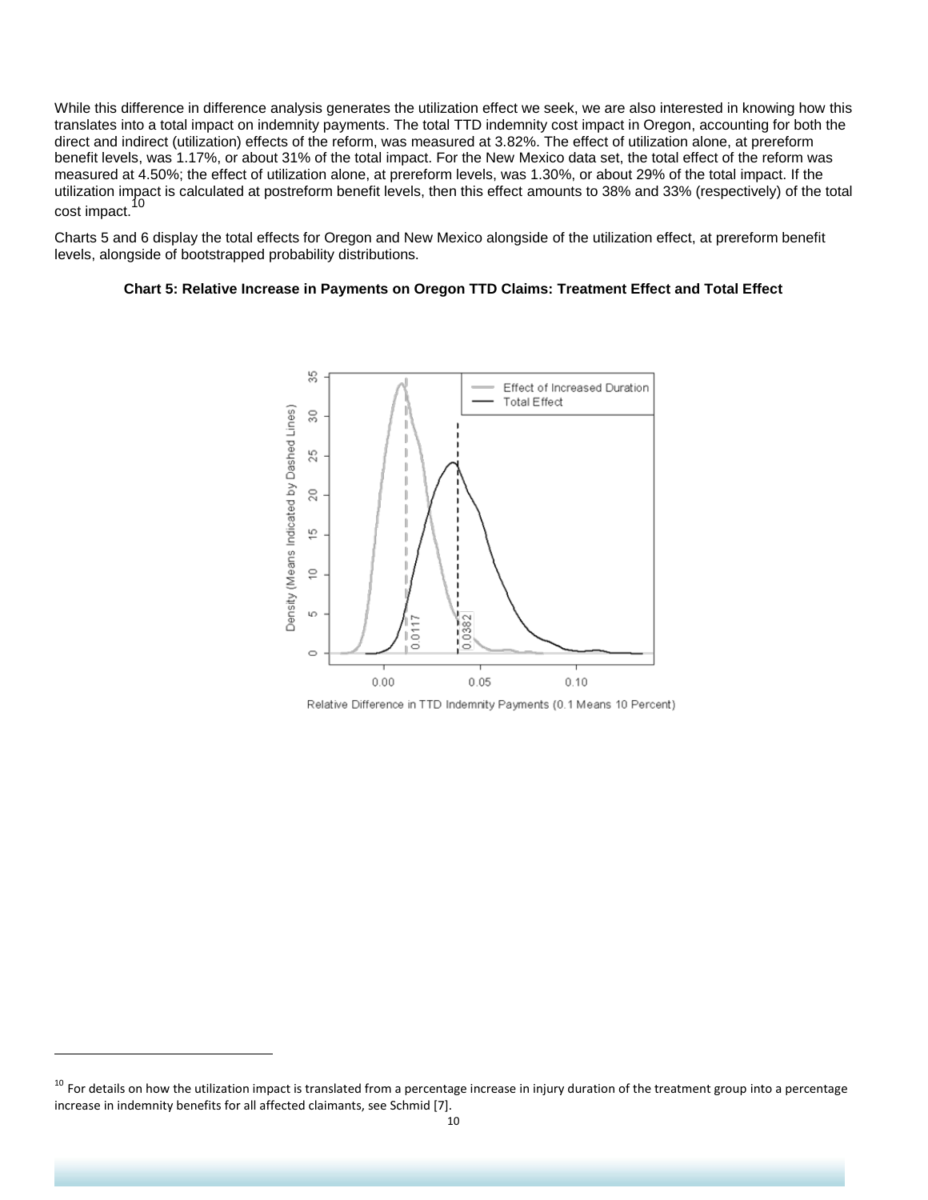While this difference in difference analysis generates the utilization effect we seek, we are also interested in knowing how this translates into a total impact on indemnity payments. The total TTD indemnity cost impact in Oregon, accounting for both the direct and indirect (utilization) effects of the reform, was measured at 3.82%. The effect of utilization alone, at prereform benefit levels, was 1.17%, or about 31% of the total impact. For the New Mexico data set, the total effect of the reform was measured at 4.50%; the effect of utilization alone, at prereform levels, was 1.30%, or about 29% of the total impact. If the utilization impact is calculated at postreform benefit levels, then this effect amounts to 38% and 33% (respectively) of the total cost impact.[10]

Charts 5 and 6 display the total effects for Oregon and New Mexico alongside of the utilization effect, at prereform benefit levels, alongside of bootstrapped probability distributions.

**Chart 5: Relative Increase in Payments on Oregon TTD Claims: Treatment Effect and Total Effect**

[10] For details on how the utilization impact is translated from a percentage increase in injury duration of the treatment group into a percentage increase in indemnity benefits for all affected claimants, see Schmid [7].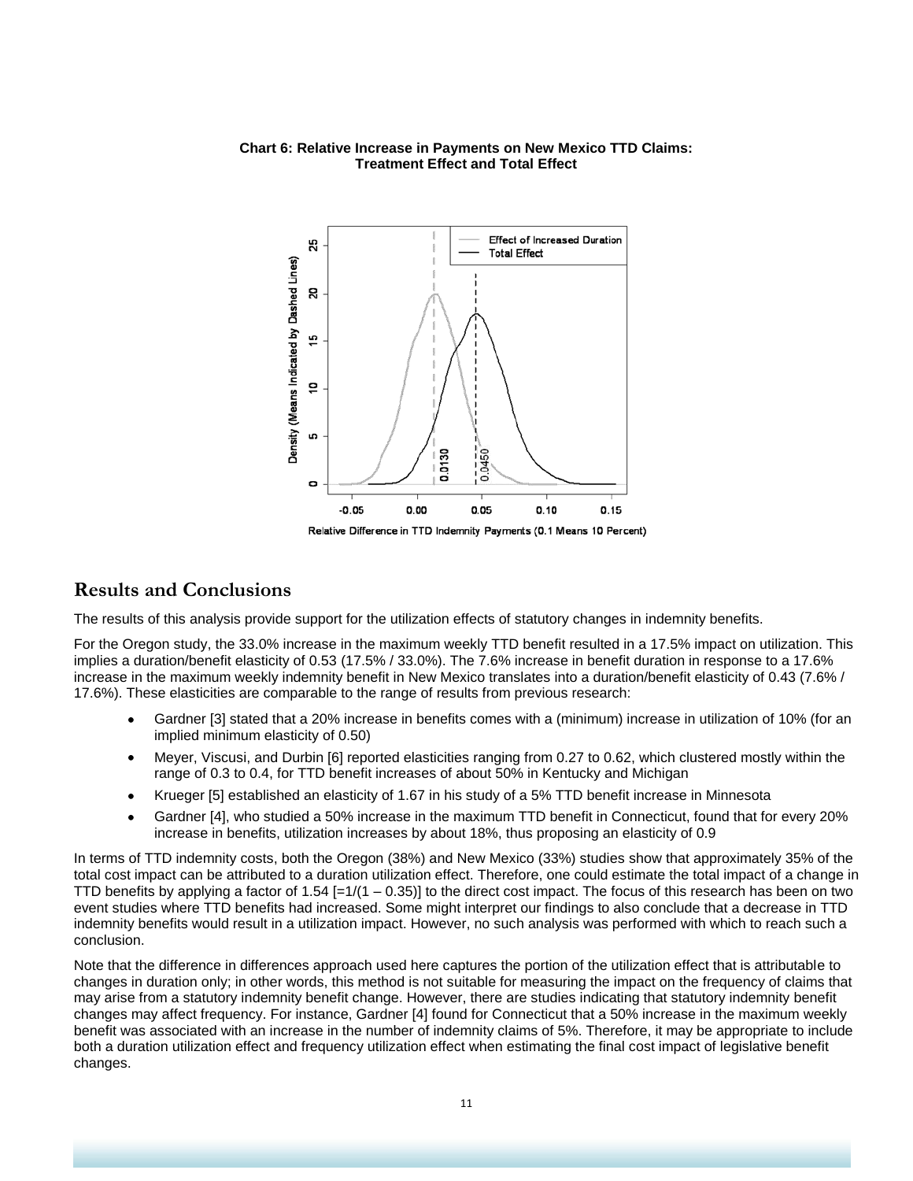**Chart 6: Relative Increase in Payments on New Mexico TTD Claims: Treatment Effect and Total Effect**

## Results and Conclusions

The results of this analysis provide support for the utilization effects of statutory changes in indemnity benefits.

For the Oregon study, the 33.0% increase in the maximum weekly TTD benefit resulted in a 17.5% impact on utilization. This implies a duration/benefit elasticity of 0.53 (17.5% / 33.0%). The 7.6% increase in benefit duration in response to a 17.6% increase in the maximum weekly indemnity benefit in New Mexico translates into a duration/benefit elasticity of 0.43 (7.6% / 17.6%). These elasticities are comparable to the range of results from previous research:

- Gardner [3] stated that a 20% increase in benefits comes with a (minimum) increase in utilization of 10% (for an implied minimum elasticity of 0.50)
- Meyer, Viscusi, and Durbin [6] reported elasticities ranging from 0.27 to 0.62, which clustered mostly within the range of 0.3 to 0.4, for TTD benefit increases of about 50% in Kentucky and Michigan
- Krueger [5] established an elasticity of 1.67 in his study of a 5% TTD benefit increase in Minnesota
- Gardner [4], who studied a 50% increase in the maximum TTD benefit in Connecticut, found that for every 20% increase in benefits, utilization increases by about 18%, thus proposing an elasticity of 0.9

In terms of TTD indemnity costs, both the Oregon (38%) and New Mexico (33%) studies show that approximately 35% of the total cost impact can be attributed to a duration utilization effect. Therefore, one could estimate the total impact of a change in TTD benefits by applying a factor of 1.54 [$=1/(1 - 0.35)$] to the direct cost impact. The focus of this research has been on two event studies where TTD benefits had increased. Some might interpret our findings to also conclude that a decrease in TTD indemnity benefits would result in a utilization impact. However, no such analysis was performed with which to reach such a conclusion.

Note that the difference in differences approach used here captures the portion of the utilization effect that is attributable to changes in duration only; in other words, this method is not suitable for measuring the impact on the frequency of claims that may arise from a statutory indemnity benefit change. However, there are studies indicating that statutory indemnity benefit changes may affect frequency. For instance, Gardner [4] found for Connecticut that a 50% increase in the maximum weekly benefit was associated with an increase in the number of indemnity claims of 5%. Therefore, it may be appropriate to include both a duration utilization effect and frequency utilization effect when estimating the final cost impact of legislative benefit changes.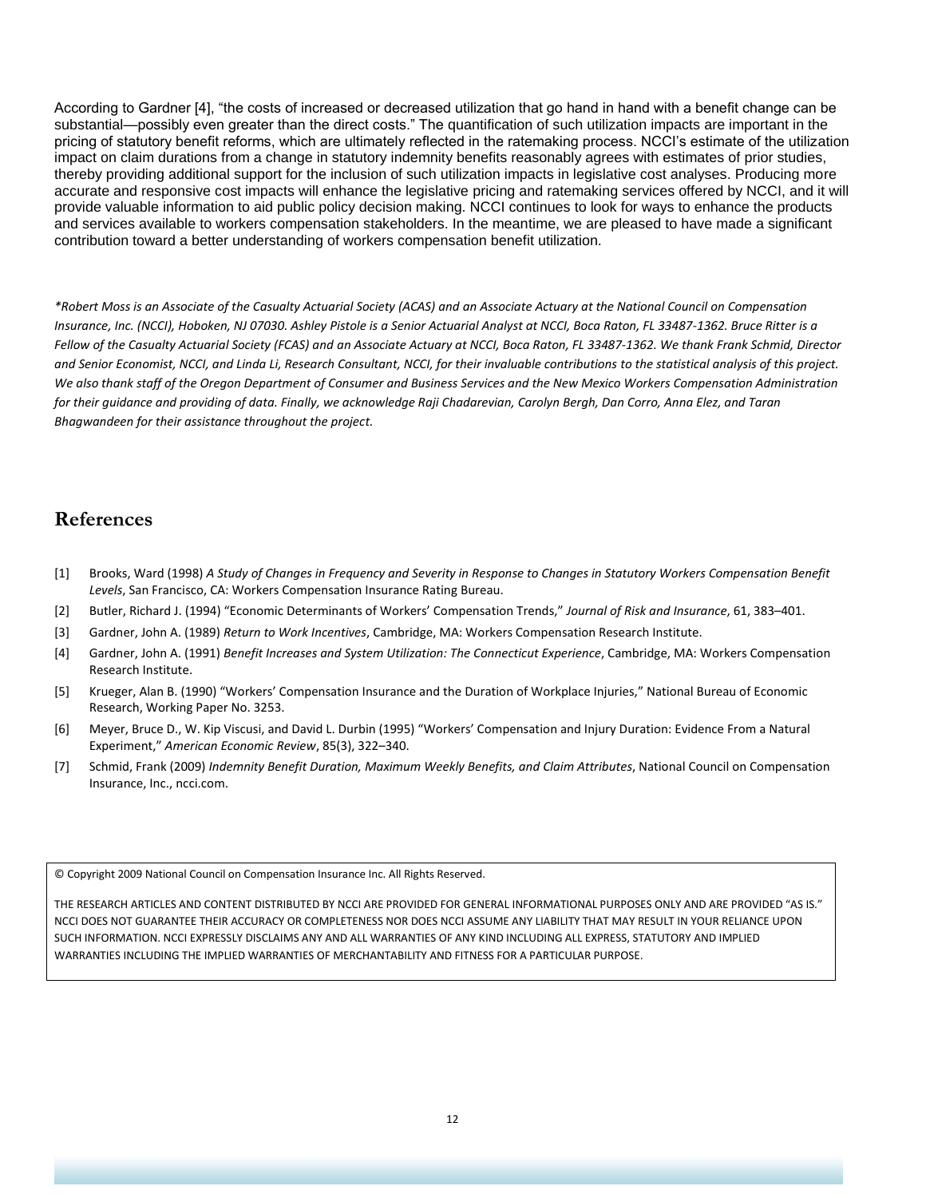According to Gardner [4], "the costs of increased or decreased utilization that go hand in hand with a benefit change can be substantial—possibly even greater than the direct costs." The quantification of such utilization impacts are important in the pricing of statutory benefit reforms, which are ultimately reflected in the ratemaking process. NCCI's estimate of the utilization impact on claim durations from a change in statutory indemnity benefits reasonably agrees with estimates of prior studies, thereby providing additional support for the inclusion of such utilization impacts in legislative cost analyses. Producing more accurate and responsive cost impacts will enhance the legislative pricing and ratemaking services offered by NCCI, and it will provide valuable information to aid public policy decision making. NCCI continues to look for ways to enhance the products and services available to workers compensation stakeholders. In the meantime, we are pleased to have made a significant contribution toward a better understanding of workers compensation benefit utilization.

*\*Robert Moss is an Associate of the Casualty Actuarial Society (ACAS) and an Associate Actuary at the National Council on Compensation Insurance, Inc. (NCCI), Hoboken, NJ 07030. Ashley Pistole is a Senior Actuarial Analyst at NCCI, Boca Raton, FL 33487-1362. Bruce Ritter is a Fellow of the Casualty Actuarial Society (FCAS) and an Associate Actuary at NCCI, Boca Raton, FL 33487-1362. We thank Frank Schmid, Director and Senior Economist, NCCI, and Linda Li, Research Consultant, NCCI, for their invaluable contributions to the statistical analysis of this project. We also thank staff of the Oregon Department of Consumer and Business Services and the New Mexico Workers Compensation Administration for their guidance and providing of data. Finally, we acknowledge Raji Chadarevian, Carolyn Bergh, Dan Corro, Anna Elez, and Taran Bhagwandeen for their assistance throughout the project.*

## References

[1] Brooks, Ward (1998) *A Study of Changes in Frequency and Severity in Response to Changes in Statutory Workers Compensation Benefit Levels*, San Francisco, CA: Workers Compensation Insurance Rating Bureau.

[2] Butler, Richard J. (1994) "Economic Determinants of Workers' Compensation Trends," *Journal of Risk and Insurance*, 61, 383–401.

[3] Gardner, John A. (1989) *Return to Work Incentives*, Cambridge, MA: Workers Compensation Research Institute.

[4] Gardner, John A. (1991) *Benefit Increases and System Utilization: The Connecticut Experience*, Cambridge, MA: Workers Compensation Research Institute.

[5] Krueger, Alan B. (1990) "Workers' Compensation Insurance and the Duration of Workplace Injuries," National Bureau of Economic Research, Working Paper No. 3253.

[6] Meyer, Bruce D., W. Kip Viscusi, and David L. Durbin (1995) "Workers' Compensation and Injury Duration: Evidence From a Natural Experiment," *American Economic Review*, 85(3), 322–340.

[7] Schmid, Frank (2009) *Indemnity Benefit Duration, Maximum Weekly Benefits, and Claim Attributes*, National Council on Compensation Insurance, Inc., ncci.com.

© Copyright 2009 National Council on Compensation Insurance Inc. All Rights Reserved.

THE RESEARCH ARTICLES AND CONTENT DISTRIBUTED BY NCCI ARE PROVIDED FOR GENERAL INFORMATIONAL PURPOSES ONLY AND ARE PROVIDED "AS IS." NCCI DOES NOT GUARANTEE THEIR ACCURACY OR COMPLETENESS NOR DOES NCCI ASSUME ANY LIABILITY THAT MAY RESULT IN YOUR RELIANCE UPON SUCH INFORMATION. NCCI EXPRESSLY DISCLAIMS ANY AND ALL WARRANTIES OF ANY KIND INCLUDING ALL EXPRESS, STATUTORY AND IMPLIED WARRANTIES INCLUDING THE IMPLIED WARRANTIES OF MERCHANTABILITY AND FITNESS FOR A PARTICULAR PURPOSE.